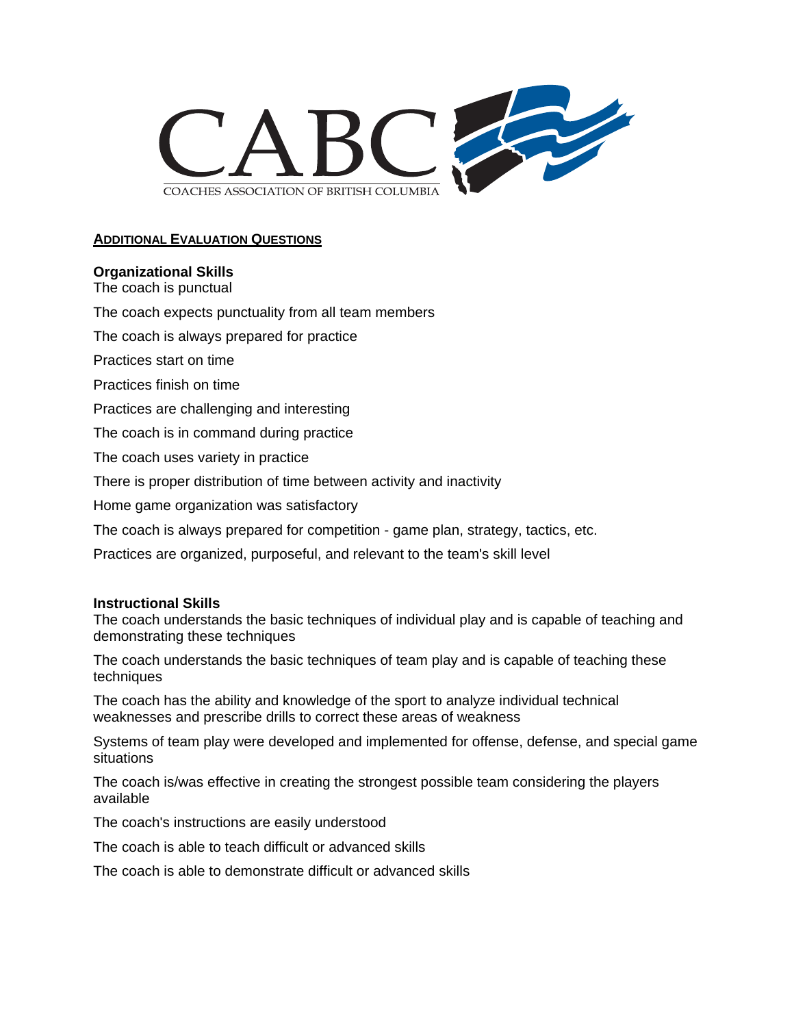CABC

COACHES ASSOCIATION OF BRITISH COLUMBIA

## ADDITIONAL EVALUATION QUESTIONS

### Organizational Skills

The coach is punctual

The coach expects punctuality from all team members

The coach is always prepared for practice

Practices start on time

Practices finish on time

Practices are challenging and interesting

The coach is in command during practice

The coach uses variety in practice

There is proper distribution of time between activity and inactivity

Home game organization was satisfactory

The coach is always prepared for competition - game plan, strategy, tactics, etc.

Practices are organized, purposeful, and relevant to the team's skill level

### Instructional Skills

The coach understands the basic techniques of individual play and is capable of teaching and demonstrating these techniques

The coach understands the basic techniques of team play and is capable of teaching these techniques

The coach has the ability and knowledge of the sport to analyze individual technical weaknesses and prescribe drills to correct these areas of weakness

Systems of team play were developed and implemented for offense, defense, and special game situations

The coach is/was effective in creating the strongest possible team considering the players available

The coach's instructions are easily understood

The coach is able to teach difficult or advanced skills

The coach is able to demonstrate difficult or advanced skills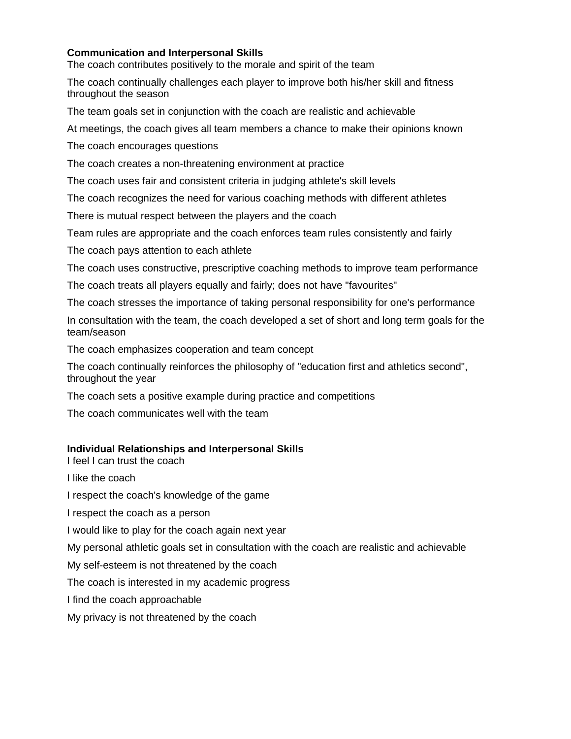**Communication and Interpersonal Skills**

The coach contributes positively to the morale and spirit of the team

The coach continually challenges each player to improve both his/her skill and fitness throughout the season

The team goals set in conjunction with the coach are realistic and achievable

At meetings, the coach gives all team members a chance to make their opinions known

The coach encourages questions

The coach creates a non-threatening environment at practice

The coach uses fair and consistent criteria in judging athlete's skill levels

The coach recognizes the need for various coaching methods with different athletes

There is mutual respect between the players and the coach

Team rules are appropriate and the coach enforces team rules consistently and fairly

The coach pays attention to each athlete

The coach uses constructive, prescriptive coaching methods to improve team performance

The coach treats all players equally and fairly; does not have "favourites"

The coach stresses the importance of taking personal responsibility for one's performance

In consultation with the team, the coach developed a set of short and long term goals for the team/season

The coach emphasizes cooperation and team concept

The coach continually reinforces the philosophy of "education first and athletics second", throughout the year

The coach sets a positive example during practice and competitions

The coach communicates well with the team

**Individual Relationships and Interpersonal Skills**

I feel I can trust the coach

I like the coach

I respect the coach's knowledge of the game

I respect the coach as a person

I would like to play for the coach again next year

My personal athletic goals set in consultation with the coach are realistic and achievable

My self-esteem is not threatened by the coach

The coach is interested in my academic progress

I find the coach approachable

My privacy is not threatened by the coach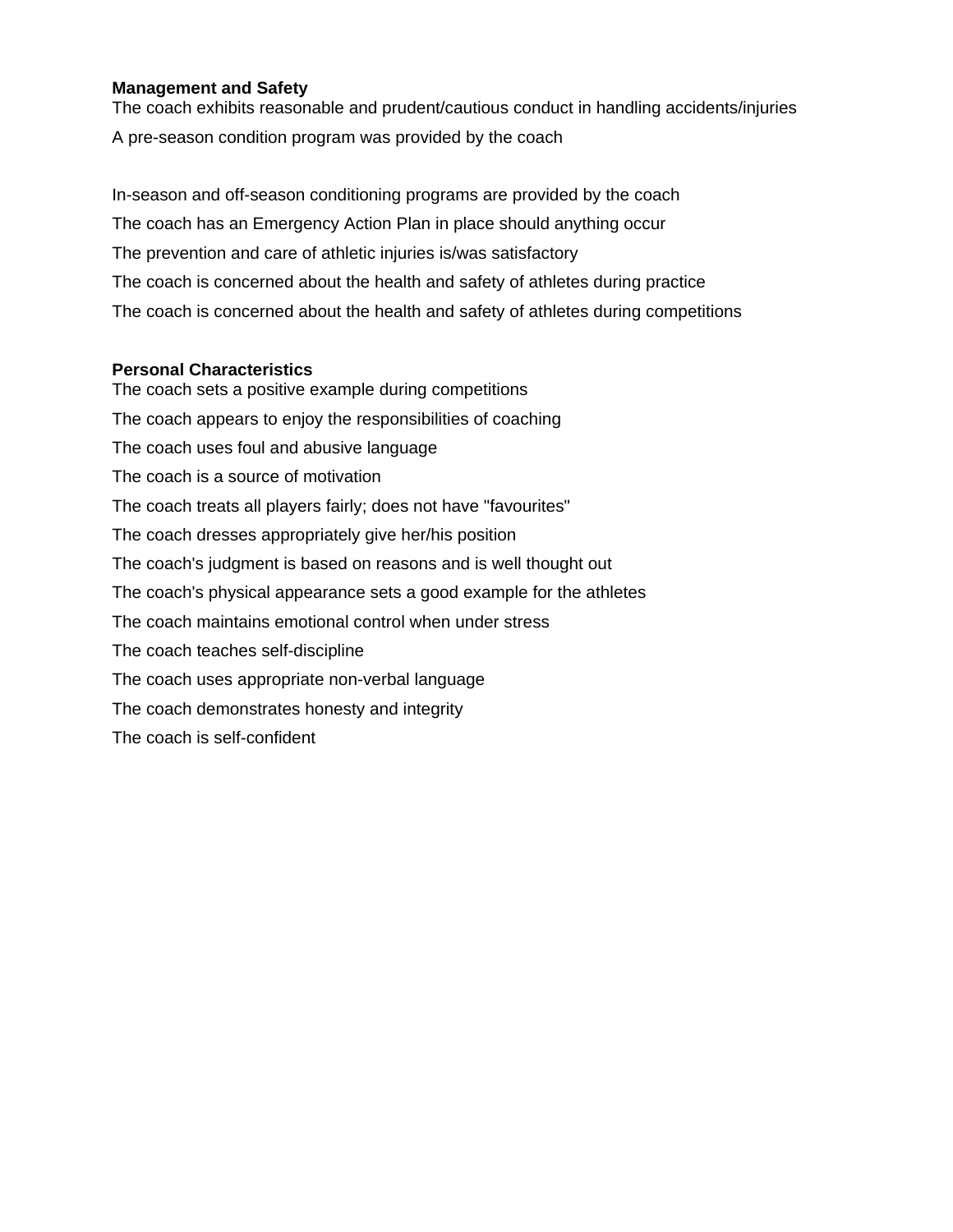**Management and Safety**

The coach exhibits reasonable and prudent/cautious conduct in handling accidents/injuries

A pre-season condition program was provided by the coach

In-season and off-season conditioning programs are provided by the coach

The coach has an Emergency Action Plan in place should anything occur

The prevention and care of athletic injuries is/was satisfactory

The coach is concerned about the health and safety of athletes during practice

The coach is concerned about the health and safety of athletes during competitions

**Personal Characteristics**

The coach sets a positive example during competitions

The coach appears to enjoy the responsibilities of coaching

The coach uses foul and abusive language

The coach is a source of motivation

The coach treats all players fairly; does not have "favourites"

The coach dresses appropriately give her/his position

The coach's judgment is based on reasons and is well thought out

The coach's physical appearance sets a good example for the athletes

The coach maintains emotional control when under stress

The coach teaches self-discipline

The coach uses appropriate non-verbal language

The coach demonstrates honesty and integrity

The coach is self-confident